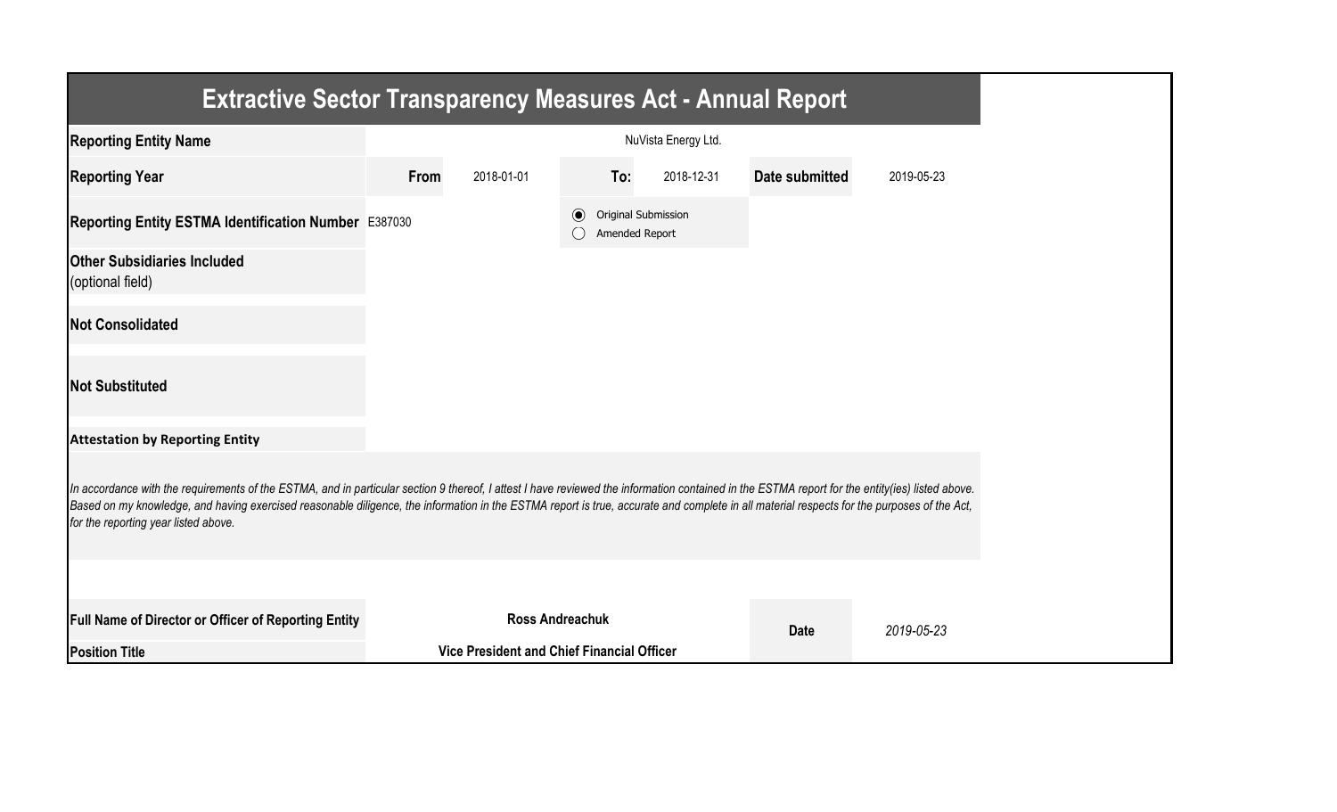# Extractive Sector Transparency Measures Act - Annual Report

| Reporting Entity Name | NuVista Energy Ltd. | | | | |
|---|---|---|---|---|---|
| **Reporting Year** | **From** 2018-01-01 | **To:** 2018-12-31 | | **Date submitted** | 2019-05-23 |
| **Reporting Entity ESTMA Identification Number** | E387030 | ◉ Original Submission ◯ Amended Report | | | |
| **Other Subsidiaries Included** (optional field) | | | | | |
| **Not Consolidated** | | | | | |
| **Not Substituted** | | | | | |

**Attestation by Reporting Entity**

*In accordance with the requirements of the ESTMA, and in particular section 9 thereof, I attest I have reviewed the information contained in the ESTMA report for the entity(ies) listed above. Based on my knowledge, and having exercised reasonable diligence, the information in the ESTMA report is true, accurate and complete in all material respects for the purposes of the Act, for the reporting year listed above.*

| Full Name of Director or Officer of Reporting Entity | Ross Andreachuk | Date | *2019-05-23* |
|---|---|---|---|
| **Position Title** | **Vice President and Chief Financial Officer** | | |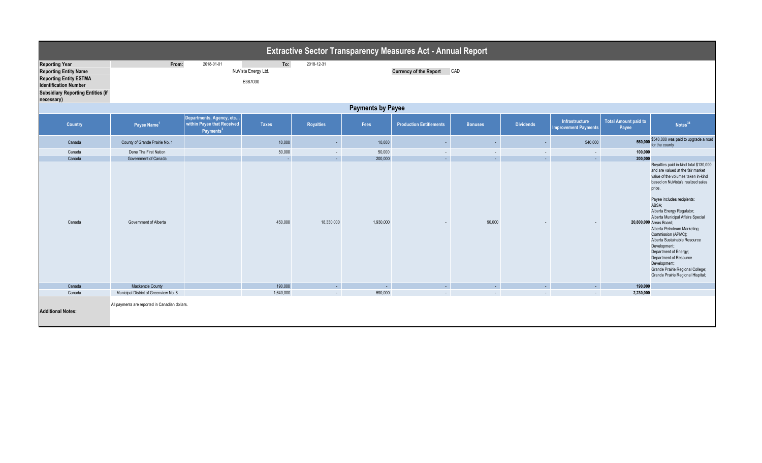# Extractive Sector Transparency Measures Act - Annual Report

| | | | |
|---|---|---|---|
| **Reporting Year** | From: 2018-01-01 | To: 2018-12-31 | |
| **Reporting Entity Name** | NuVista Energy Ltd. | | **Currency of the Report** CAD |
| **Reporting Entity ESTMA Identification Number** | E387030 | | |
| **Subsidiary Reporting Entities (if necessary)** | | | |

## Payments by Payee

| Country | Payee Name[1] | Departments, Agency, etc... within Payee that Received Payments[2] | Taxes | Royalties | Fees | Production Entitlements | Bonuses | Dividends | Infrastructure Improvement Payments | Total Amount paid to Payee | Notes[34] |
|---|---|---|---|---|---|---|---|---|---|---|---|
| Canada | County of Grande Prairie No. 1 | | 10,000 | - | 10,000 | - | - | - | 540,000 | 560,000 | $540,000 was paid to upgrade a road for the county |
| Canada | Dene Tha First Nation | | 50,000 | - | 50,000 | - | - | - | - | 100,000 | |
| Canada | Government of Canada | | - | - | 200,000 | - | - | - | - | 200,000 | |
| Canada | Government of Alberta | | 450,000 | 18,330,000 | 1,930,000 | - | 90,000 | - | - | 20,800,000 | Royalties paid in-kind total $130,000 and are valued at the fair market value of the volumes taken in-kind based on NuVista's realized sales price. Payee includes recipients: ABSA; Alberta Energy Regulator; Alberta Municipal Affairs Special Areas Board; Alberta Petroleum Marketing Commission (APMC); Alberta Sustainable Resource Development; Department of Energy; Department of Resource Development; Grande Prairie Regional College; Grande Prairie Regional Hispital; |
| Canada | Mackenzie County | | 190,000 | - | - | - | - | - | - | 190,000 | |
| Canada | Municipal District of Greenview No. 8 | | 1,640,000 | - | 590,000 | - | - | - | - | 2,230,000 | |

**Additional Notes:** All payments are reported in Canadian dollars.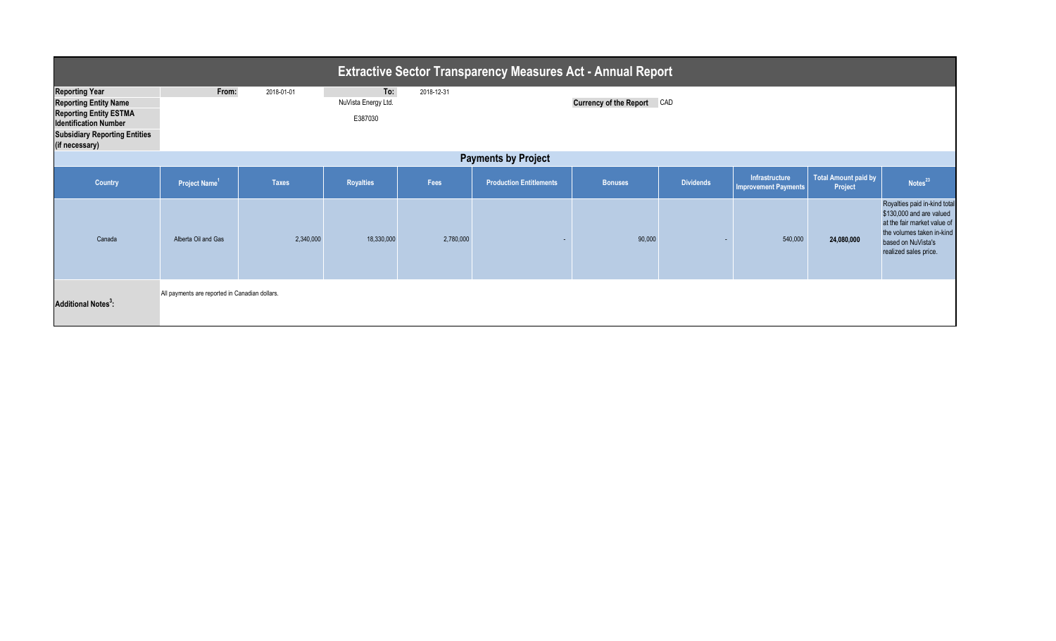# Extractive Sector Transparency Measures Act - Annual Report

| | | | | |
|---|---|---|---|---|
| **Reporting Year** | **From:** | 2018-01-01 | **To:** | 2018-12-31 |
| **Reporting Entity Name** | | NuVista Energy Ltd. | | |
| **Reporting Entity ESTMA Identification Number** | | E387030 | | |
| **Subsidiary Reporting Entities (if necessary)** | | | | |

**Currency of the Report** CAD

## Payments by Project

| Country | Project Name[1] | Taxes | Royalties | Fees | Production Entitlements | Bonuses | Dividends | Infrastructure Improvement Payments | Total Amount paid by Project | Notes[23] |
|---|---|---|---|---|---|---|---|---|---|---|
| Canada | Alberta Oil and Gas | 2,340,000 | 18,330,000 | 2,780,000 | - | 90,000 | - | 540,000 | **24,080,000** | Royalties paid in-kind total $130,000 and are valued at the fair market value of the volumes taken in-kind based on NuVista's realized sales price. |

**Additional Notes[3]:** All payments are reported in Canadian dollars.